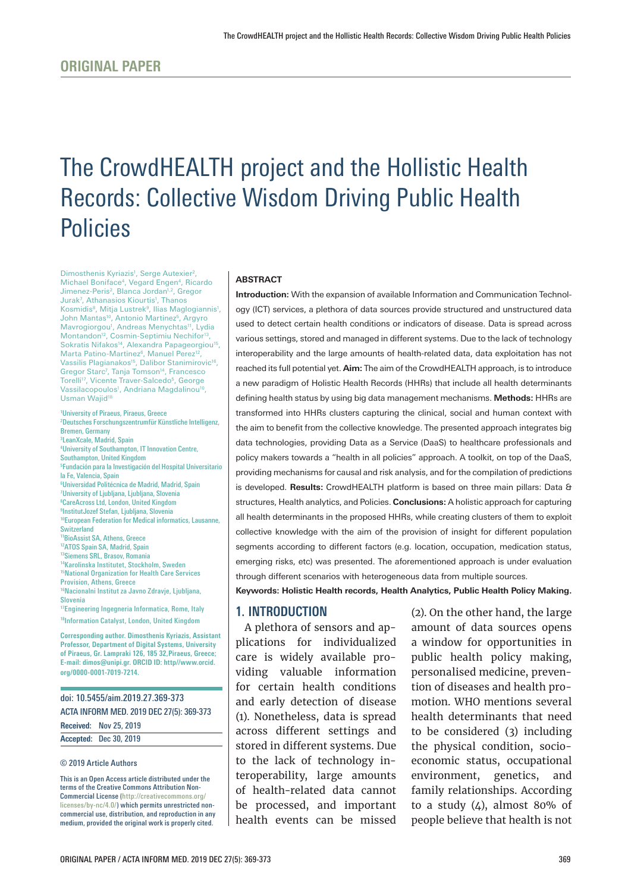ORIGINAL PAPER

# The CrowdHEALTH project and the Hollistic Health Records: Collective Wisdom Driving Public Health Policies

Dimosthenis Kyriazis[1], Serge Autexier[2], Michael Boniface[4], Vegard Engen[4], Ricardo Jimenez-Peris[2], Blanca Jordan[1,2], Gregor Jurak[7], Athanasios Kiourtis[1], Thanos Kosmidis[8], Mitja Lustrek[9], Ilias Maglogiannis[1], John Mantas[10], Antonio Martinez[5], Argyro Mavrogiorgou[1], Andreas Menychtas[11], Lydia Montandon[12], Cosmin-Septimiu Nechifor[13], Sokratis Nifakos[14], Alexandra Papageorgiou[15], Marta Patino-Martinez[6], Manuel Perez[12], Vassilis Plagianakos[15], Dalibor Stanimirovic[16], Gregor Starc[7], Tanja Tomson[14], Francesco Torelli[17], Vicente Traver-Salcedo[5], George Vassilacopoulos[1], Andriana Magdalinou[10], Usman Wajid[18]

[1]University of Piraeus, Piraeus, Greece
[2]Deutsches Forschungszentrumfür Künstliche Intelligenz, Bremen, Germany
[3]LeanXcale, Madrid, Spain
[4]University of Southampton, IT Innovation Centre, Southampton, United Kingdom
[5]Fundación para la Investigación del Hospital Universitario la Fe, Valencia, Spain
[6]Universidad Politécnica de Madrid, Madrid, Spain
[7]University of Ljubljana, Ljubljana, Slovenia
[8]CareAcross Ltd, London, United Kingdom
[9]InstitutJozef Stefan, Ljubljana, Slovenia
[10]European Federation for Medical informatics, Lausanne, Switzerland
[11]BioAssist SA, Athens, Greece
[12]ATOS Spain SA, Madrid, Spain
[13]Siemens SRL, Brasov, Romania
[14]Karolinska Institutet, Stockholm, Sweden
[15]National Organization for Health Care Services Provision, Athens, Greece
[16]Nacionalni Institut za Javno Zdravje, Ljubljana, Slovenia
[17]Engineering Ingegneria Informatica, Rome, Italy
[18]Information Catalyst, London, United Kingdom

**Corresponding author. Dimosthenis Kyriazis, Assistant Professor, Department of Digital Systems, University of Piraeus, Gr. Lampraki 126, 185 32,Piraeus, Greece; E-mail: dimos@unipi.gr. ORCID ID: http//www.orcid.org/0000-0001-7019-7214.**

doi: 10.5455/aim.2019.27.369-373
ACTA INFORM MED. 2019 DEC 27(5): 369-373

**Received:** Nov 25, 2019
**Accepted:** Dec 30, 2019

© 2019 Article Authors

This is an Open Access article distributed under the terms of the Creative Commons Attribution Non-Commercial License (http://creativecommons.org/licenses/by-nc/4.0/) which permits unrestricted non-commercial use, distribution, and reproduction in any medium, provided the original work is properly cited.

## ABSTRACT

**Introduction:** With the expansion of available Information and Communication Technology (ICT) services, a plethora of data sources provide structured and unstructured data used to detect certain health conditions or indicators of disease. Data is spread across various settings, stored and managed in different systems. Due to the lack of technology interoperability and the large amounts of health-related data, data exploitation has not reached its full potential yet. **Aim:** The aim of the CrowdHEALTH approach, is to introduce a new paradigm of Holistic Health Records (HHRs) that include all health determinants defining health status by using big data management mechanisms. **Methods:** HHRs are transformed into HHRs clusters capturing the clinical, social and human context with the aim to benefit from the collective knowledge. The presented approach integrates big data technologies, providing Data as a Service (DaaS) to healthcare professionals and policy makers towards a "health in all policies" approach. A toolkit, on top of the DaaS, providing mechanisms for causal and risk analysis, and for the compilation of predictions is developed. **Results:** CrowdHEALTH platform is based on three main pillars: Data & structures, Health analytics, and Policies. **Conclusions:** A holistic approach for capturing all health determinants in the proposed HHRs, while creating clusters of them to exploit collective knowledge with the aim of the provision of insight for different population segments according to different factors (e.g. location, occupation, medication status, emerging risks, etc) was presented. The aforementioned approach is under evaluation through different scenarios with heterogeneous data from multiple sources.

**Keywords: Holistic Health records, Health Analytics, Public Health Policy Making.**

## 1. INTRODUCTION

A plethora of sensors and applications for individualized care is widely available providing valuable information for certain health conditions and early detection of disease (1). Nonetheless, data is spread across different settings and stored in different systems. Due to the lack of technology interoperability, large amounts of health-related data cannot be processed, and important health events can be missed (2). On the other hand, the large amount of data sources opens a window for opportunities in public health policy making, personalised medicine, prevention of diseases and health promotion. WHO mentions several health determinants that need to be considered (3) including the physical condition, socio-economic status, occupational environment, genetics, and family relationships. According to a study (4), almost 80% of people believe that health is not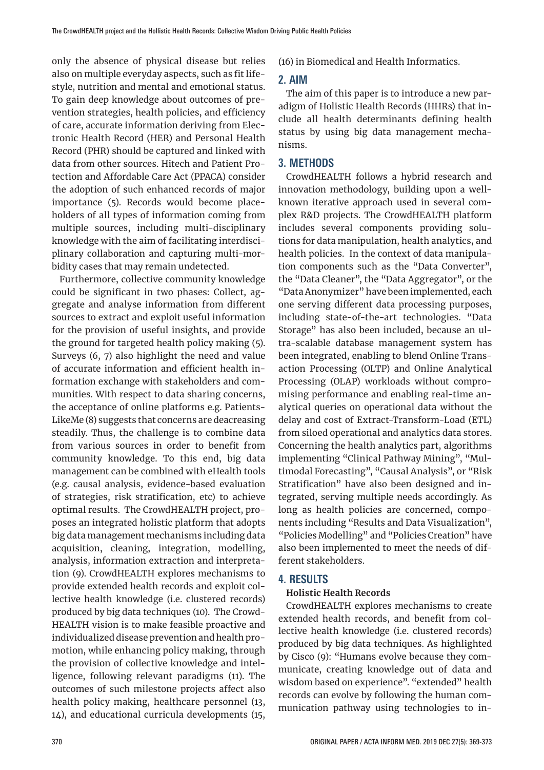only the absence of physical disease but relies also on multiple everyday aspects, such as fit lifestyle, nutrition and mental and emotional status. To gain deep knowledge about outcomes of prevention strategies, health policies, and efficiency of care, accurate information deriving from Electronic Health Record (HER) and Personal Health Record (PHR) should be captured and linked with data from other sources. Hitech and Patient Protection and Affordable Care Act (PPACA) consider the adoption of such enhanced records of major importance (5). Records would become placeholders of all types of information coming from multiple sources, including multi-disciplinary knowledge with the aim of facilitating interdisciplinary collaboration and capturing multi-morbidity cases that may remain undetected.

Furthermore, collective community knowledge could be significant in two phases: Collect, aggregate and analyse information from different sources to extract and exploit useful information for the provision of useful insights, and provide the ground for targeted health policy making (5). Surveys (6, 7) also highlight the need and value of accurate information and efficient health information exchange with stakeholders and communities. With respect to data sharing concerns, the acceptance of online platforms e.g. PatientsLikeMe (8) suggests that concerns are deacreasing steadily. Thus, the challenge is to combine data from various sources in order to benefit from community knowledge. To this end, big data management can be combined with eHealth tools (e.g. causal analysis, evidence-based evaluation of strategies, risk stratification, etc) to achieve optimal results. The CrowdHEALTH project, proposes an integrated holistic platform that adopts big data management mechanisms including data acquisition, cleaning, integration, modelling, analysis, information extraction and interpretation (9). CrowdHEALTH explores mechanisms to provide extended health records and exploit collective health knowledge (i.e. clustered records) produced by big data techniques (10). The CrowdHEALTH vision is to make feasible proactive and individualized disease prevention and health promotion, while enhancing policy making, through the provision of collective knowledge and intelligence, following relevant paradigms (11). The outcomes of such milestone projects affect also health policy making, healthcare personnel (13, 14), and educational curricula developments (15, (16) in Biomedical and Health Informatics.

## 2. AIM

The aim of this paper is to introduce a new paradigm of Holistic Health Records (HHRs) that include all health determinants defining health status by using big data management mechanisms.

## 3. METHODS

CrowdHEALTH follows a hybrid research and innovation methodology, building upon a well-known iterative approach used in several complex R&D projects. The CrowdHEALTH platform includes several components providing solutions for data manipulation, health analytics, and health policies. In the context of data manipulation components such as the "Data Converter", the "Data Cleaner", the "Data Aggregator", or the "Data Anonymizer" have been implemented, each one serving different data processing purposes, including state-of-the-art technologies. "Data Storage" has also been included, because an ultra-scalable database management system has been integrated, enabling to blend Online Transaction Processing (OLTP) and Online Analytical Processing (OLAP) workloads without compromising performance and enabling real-time analytical queries on operational data without the delay and cost of Extract-Transform-Load (ETL) from siloed operational and analytics data stores. Concerning the health analytics part, algorithms implementing "Clinical Pathway Mining", "Multimodal Forecasting", "Causal Analysis", or "Risk Stratification" have also been designed and integrated, serving multiple needs accordingly. As long as health policies are concerned, components including "Results and Data Visualization", "Policies Modelling" and "Policies Creation" have also been implemented to meet the needs of different stakeholders.

## 4. RESULTS

### Holistic Health Records

CrowdHEALTH explores mechanisms to create extended health records, and benefit from collective health knowledge (i.e. clustered records) produced by big data techniques. As highlighted by Cisco (9): "Humans evolve because they communicate, creating knowledge out of data and wisdom based on experience". "extended" health records can evolve by following the human communication pathway using technologies to in-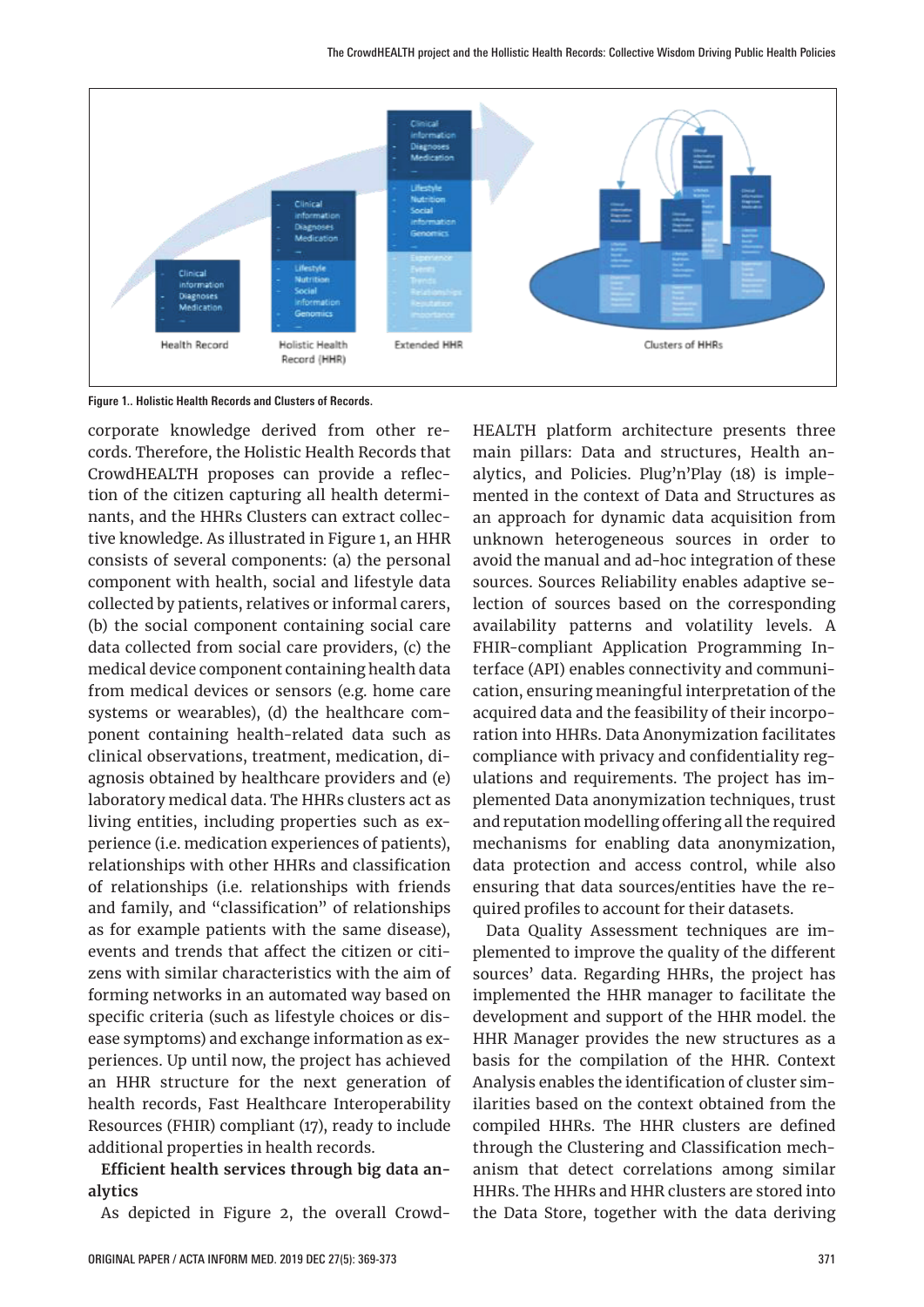Clinical information
Diagnoses
Medication
...

Health Record

Clinical information
Diagnoses
Medication
...
Lifestyle
Nutrition
Social information
Genomics
...

Holistic Health Record (HHR)

Clinical information
Diagnoses
Medication
...
Lifestyle
Nutrition
Social information
Genomics
...
Experience
Events
Trends
Relationships
Reputation
Importance

Extended HHR

Clusters of HHRs

**Figure 1.. Holistic Health Records and Clusters of Records.**

corporate knowledge derived from other records. Therefore, the Holistic Health Records that CrowdHEALTH proposes can provide a reflection of the citizen capturing all health determinants, and the HHRs Clusters can extract collective knowledge. As illustrated in Figure 1, an HHR consists of several components: (a) the personal component with health, social and lifestyle data collected by patients, relatives or informal carers, (b) the social component containing social care data collected from social care providers, (c) the medical device component containing health data from medical devices or sensors (e.g. home care systems or wearables), (d) the healthcare component containing health-related data such as clinical observations, treatment, medication, diagnosis obtained by healthcare providers and (e) laboratory medical data. The HHRs clusters act as living entities, including properties such as experience (i.e. medication experiences of patients), relationships with other HHRs and classification of relationships (i.e. relationships with friends and family, and "classification" of relationships as for example patients with the same disease), events and trends that affect the citizen or citizens with similar characteristics with the aim of forming networks in an automated way based on specific criteria (such as lifestyle choices or disease symptoms) and exchange information as experiences. Up until now, the project has achieved an HHR structure for the next generation of health records, Fast Healthcare Interoperability Resources (FHIR) compliant (17), ready to include additional properties in health records.

**Efficient health services through big data analytics**

As depicted in Figure 2, the overall CrowdHEALTH platform architecture presents three main pillars: Data and structures, Health analytics, and Policies. Plug'n'Play (18) is implemented in the context of Data and Structures as an approach for dynamic data acquisition from unknown heterogeneous sources in order to avoid the manual and ad-hoc integration of these sources. Sources Reliability enables adaptive selection of sources based on the corresponding availability patterns and volatility levels. A FHIR-compliant Application Programming Interface (API) enables connectivity and communication, ensuring meaningful interpretation of the acquired data and the feasibility of their incorporation into HHRs. Data Anonymization facilitates compliance with privacy and confidentiality regulations and requirements. The project has implemented Data anonymization techniques, trust and reputation modelling offering all the required mechanisms for enabling data anonymization, data protection and access control, while also ensuring that data sources/entities have the required profiles to account for their datasets.

Data Quality Assessment techniques are implemented to improve the quality of the different sources' data. Regarding HHRs, the project has implemented the HHR manager to facilitate the development and support of the HHR model. the HHR Manager provides the new structures as a basis for the compilation of the HHR. Context Analysis enables the identification of cluster similarities based on the context obtained from the compiled HHRs. The HHR clusters are defined through the Clustering and Classification mechanism that detect correlations among similar HHRs. The HHRs and HHR clusters are stored into the Data Store, together with the data deriving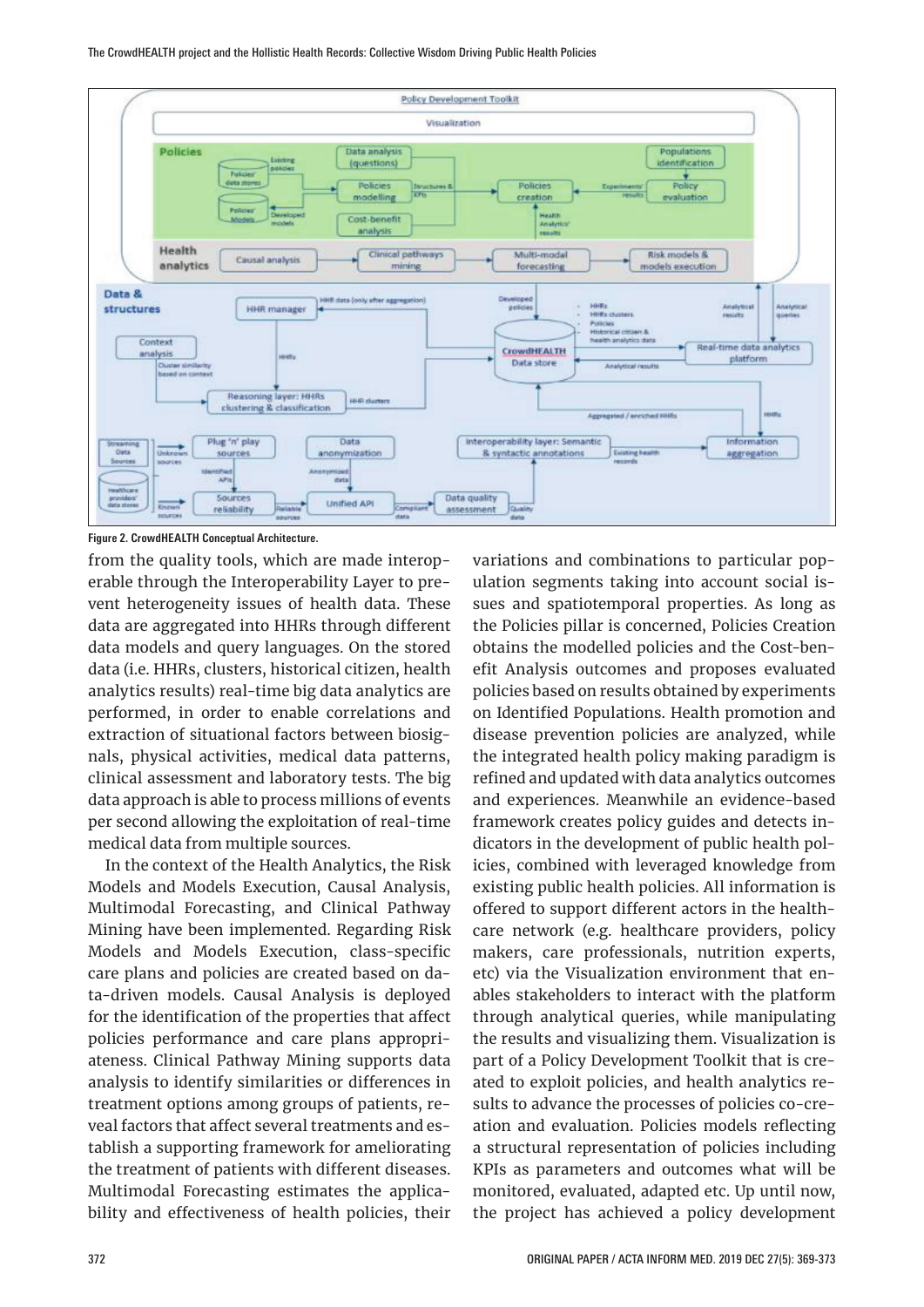Figure 2. CrowdHEALTH Conceptual Architecture.

from the quality tools, which are made interoperable through the Interoperability Layer to prevent heterogeneity issues of health data. These data are aggregated into HHRs through different data models and query languages. On the stored data (i.e. HHRs, clusters, historical citizen, health analytics results) real-time big data analytics are performed, in order to enable correlations and extraction of situational factors between biosignals, physical activities, medical data patterns, clinical assessment and laboratory tests. The big data approach is able to process millions of events per second allowing the exploitation of real-time medical data from multiple sources.

In the context of the Health Analytics, the Risk Models and Models Execution, Causal Analysis, Multimodal Forecasting, and Clinical Pathway Mining have been implemented. Regarding Risk Models and Models Execution, class-specific care plans and policies are created based on data-driven models. Causal Analysis is deployed for the identification of the properties that affect policies performance and care plans appropriateness. Clinical Pathway Mining supports data analysis to identify similarities or differences in treatment options among groups of patients, reveal factors that affect several treatments and establish a supporting framework for ameliorating the treatment of patients with different diseases. Multimodal Forecasting estimates the applicability and effectiveness of health policies, their variations and combinations to particular population segments taking into account social issues and spatiotemporal properties. As long as the Policies pillar is concerned, Policies Creation obtains the modelled policies and the Cost-benefit Analysis outcomes and proposes evaluated policies based on results obtained by experiments on Identified Populations. Health promotion and disease prevention policies are analyzed, while the integrated health policy making paradigm is refined and updated with data analytics outcomes and experiences. Meanwhile an evidence-based framework creates policy guides and detects indicators in the development of public health policies, combined with leveraged knowledge from existing public health policies. All information is offered to support different actors in the healthcare network (e.g. healthcare providers, policy makers, care professionals, nutrition experts, etc) via the Visualization environment that enables stakeholders to interact with the platform through analytical queries, while manipulating the results and visualizing them. Visualization is part of a Policy Development Toolkit that is created to exploit policies, and health analytics results to advance the processes of policies co-creation and evaluation. Policies models reflecting a structural representation of policies including KPIs as parameters and outcomes what will be monitored, evaluated, adapted etc. Up until now, the project has achieved a policy development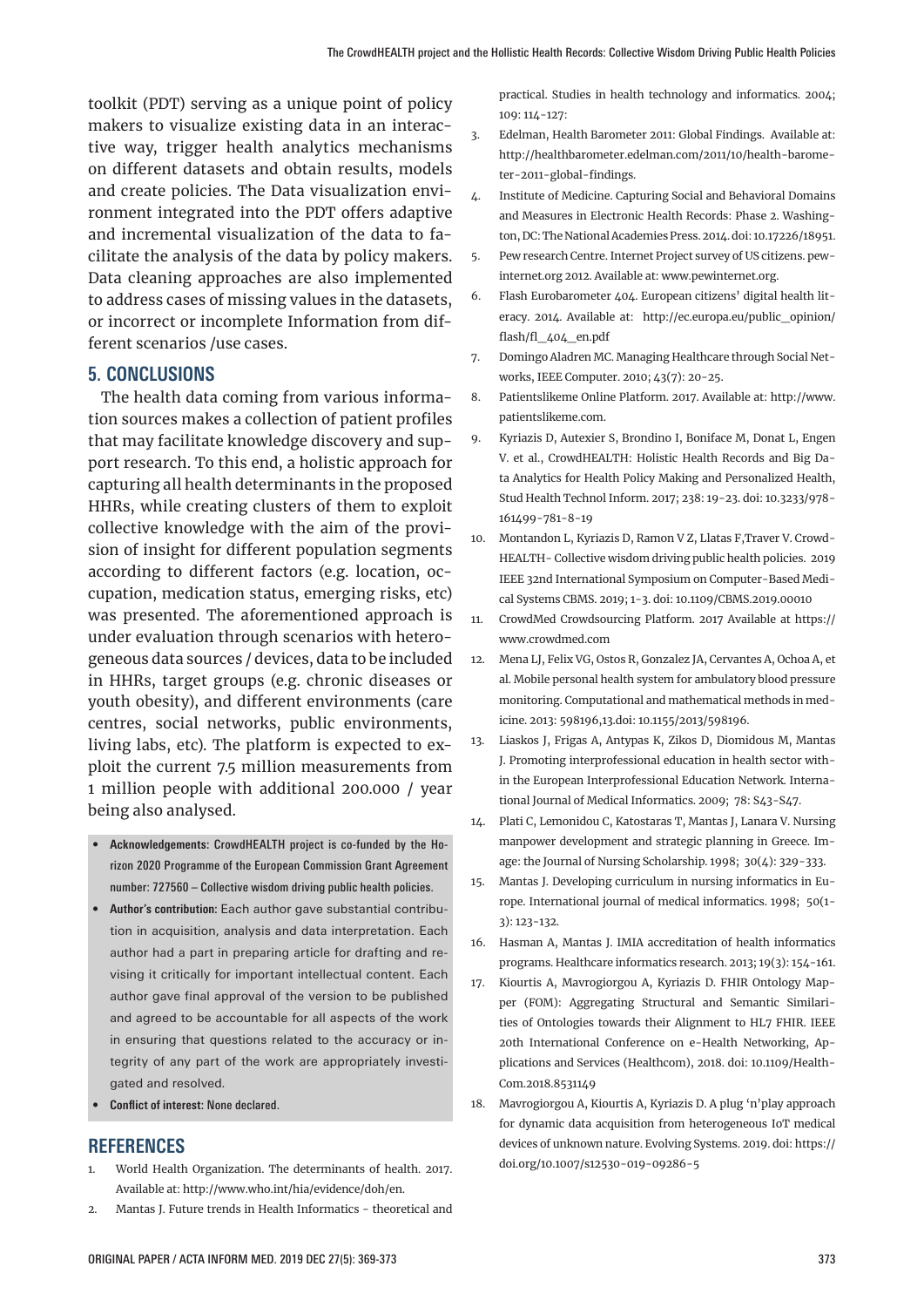toolkit (PDT) serving as a unique point of policy makers to visualize existing data in an interactive way, trigger health analytics mechanisms on different datasets and obtain results, models and create policies. The Data visualization environment integrated into the PDT offers adaptive and incremental visualization of the data to facilitate the analysis of the data by policy makers. Data cleaning approaches are also implemented to address cases of missing values in the datasets, or incorrect or incomplete Information from different scenarios /use cases.

## 5. CONCLUSIONS

The health data coming from various information sources makes a collection of patient profiles that may facilitate knowledge discovery and support research. To this end, a holistic approach for capturing all health determinants in the proposed HHRs, while creating clusters of them to exploit collective knowledge with the aim of the provision of insight for different population segments according to different factors (e.g. location, occupation, medication status, emerging risks, etc) was presented. The aforementioned approach is under evaluation through scenarios with heterogeneous data sources / devices, data to be included in HHRs, target groups (e.g. chronic diseases or youth obesity), and different environments (care centres, social networks, public environments, living labs, etc). The platform is expected to exploit the current 7.5 million measurements from 1 million people with additional 200.000 / year being also analysed.

- **Acknowledgements:** CrowdHEALTH project is co-funded by the Horizon 2020 Programme of the European Commission Grant Agreement number: 727560 – Collective wisdom driving public health policies.
- **Author's contribution:** Each author gave substantial contribution in acquisition, analysis and data interpretation. Each author had a part in preparing article for drafting and revising it critically for important intellectual content. Each author gave final approval of the version to be published and agreed to be accountable for all aspects of the work in ensuring that questions related to the accuracy or integrity of any part of the work are appropriately investigated and resolved.
- **Conflict of interest:** None declared.

## REFERENCES

1. World Health Organization. The determinants of health. 2017. Available at: http://www.who.int/hia/evidence/doh/en.
2. Mantas J. Future trends in Health Informatics - theoretical and practical. Studies in health technology and informatics. 2004; 109: 114-127:
3. Edelman, Health Barometer 2011: Global Findings. Available at: http://healthbarometer.edelman.com/2011/10/health-barometer-2011-global-findings.
4. Institute of Medicine. Capturing Social and Behavioral Domains and Measures in Electronic Health Records: Phase 2. Washington, DC: The National Academies Press. 2014. doi: 10.17226/18951.
5. Pew research Centre. Internet Project survey of US citizens. pewinternet.org 2012. Available at: www.pewinternet.org.
6. Flash Eurobarometer 404. European citizens' digital health literacy. 2014. Available at: http://ec.europa.eu/public_opinion/flash/fl_404_en.pdf
7. Domingo Aladren MC. Managing Healthcare through Social Networks, IEEE Computer. 2010; 43(7): 20-25.
8. Patientslikeme Online Platform. 2017. Available at: http://www.patientslikeme.com.
9. Kyriazis D, Autexier S, Brondino I, Boniface M, Donat L, Engen V. et al., CrowdHEALTH: Holistic Health Records and Big Data Analytics for Health Policy Making and Personalized Health, Stud Health Technol Inform. 2017; 238: 19-23. doi: 10.3233/978-161499-781-8-19
10. Montandon L, Kyriazis D, Ramon V Z, Llatas F,Traver V. CrowdHEALTH- Collective wisdom driving public health policies. 2019 IEEE 32nd International Symposium on Computer-Based Medical Systems CBMS. 2019; 1-3. doi: 10.1109/CBMS.2019.00010
11. CrowdMed Crowdsourcing Platform. 2017 Available at https://www.crowdmed.com
12. Mena LJ, Felix VG, Ostos R, Gonzalez JA, Cervantes A, Ochoa A, et al. Mobile personal health system for ambulatory blood pressure monitoring. Computational and mathematical methods in medicine. 2013: 598196,13.doi: 10.1155/2013/598196.
13. Liaskos J, Frigas A, Antypas K, Zikos D, Diomidous M, Mantas J. Promoting interprofessional education in health sector within the European Interprofessional Education Network. International Journal of Medical Informatics. 2009; 78: S43-S47.
14. Plati C, Lemonidou C, Katostaras T, Mantas J, Lanara V. Nursing manpower development and strategic planning in Greece. Image: the Journal of Nursing Scholarship. 1998; 30(4): 329-333.
15. Mantas J. Developing curriculum in nursing informatics in Europe. International journal of medical informatics. 1998; 50(1-3): 123-132.
16. Hasman A, Mantas J. IMIA accreditation of health informatics programs. Healthcare informatics research. 2013; 19(3): 154-161.
17. Kiourtis A, Mavrogiorgou A, Kyriazis D. FHIR Ontology Mapper (FOM): Aggregating Structural and Semantic Similarities of Ontologies towards their Alignment to HL7 FHIR. IEEE 20th International Conference on e-Health Networking, Applications and Services (Healthcom), 2018. doi: 10.1109/HealthCom.2018.8531149
18. Mavrogiorgou A, Kiourtis A, Kyriazis D. A plug 'n'play approach for dynamic data acquisition from heterogeneous IoT medical devices of unknown nature. Evolving Systems. 2019. doi: https://doi.org/10.1007/s12530-019-09286-5